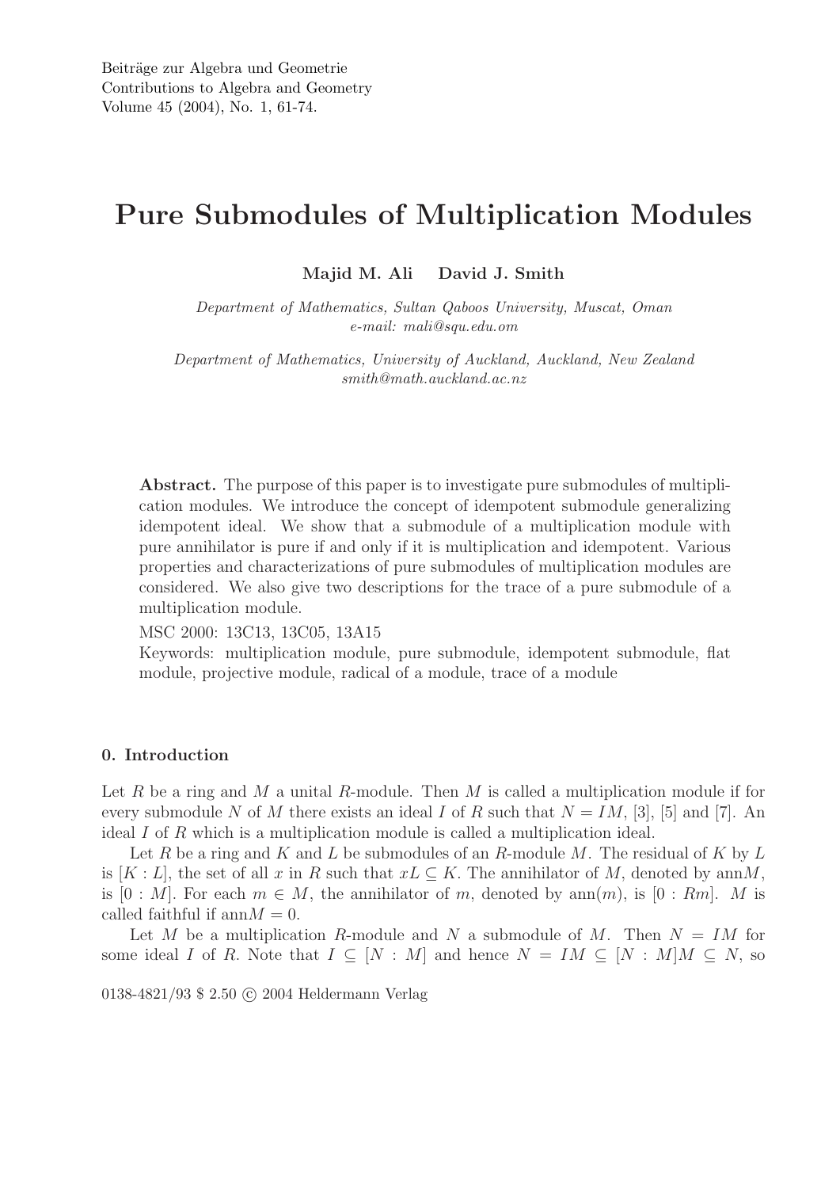# Pure Submodules of Multiplication Modules

**Majid M. Ali  David J. Smith**

*Department of Mathematics, Sultan Qaboos University, Muscat, Oman*
*e-mail: mali@squ.edu.om*

*Department of Mathematics, University of Auckland, Auckland, New Zealand*
*smith@math.auckland.ac.nz*

**Abstract.** The purpose of this paper is to investigate pure submodules of multiplication modules. We introduce the concept of idempotent submodule generalizing idempotent ideal. We show that a submodule of a multiplication module with pure annihilator is pure if and only if it is multiplication and idempotent. Various properties and characterizations of pure submodules of multiplication modules are considered. We also give two descriptions for the trace of a pure submodule of a multiplication module.

MSC 2000: 13C13, 13C05, 13A15

Keywords: multiplication module, pure submodule, idempotent submodule, flat module, projective module, radical of a module, trace of a module

### 0. Introduction

Let $R$ be a ring and $M$ a unital $R$-module. Then $M$ is called a multiplication module if for every submodule $N$ of $M$ there exists an ideal $I$ of $R$ such that $N = IM$, [3], [5] and [7]. An ideal $I$ of $R$ which is a multiplication module is called a multiplication ideal.

Let $R$ be a ring and $K$ and $L$ be submodules of an $R$-module $M$. The residual of $K$ by $L$ is $[K : L]$, the set of all $x$ in $R$ such that $xL \subseteq K$. The annihilator of $M$, denoted by $\mathrm{ann}M$, is $[0 : M]$. For each $m \in M$, the annihilator of $m$, denoted by $\mathrm{ann}(m)$, is $[0 : Rm]$. $M$ is called faithful if $\mathrm{ann}M = 0$.

Let $M$ be a multiplication $R$-module and $N$ a submodule of $M$. Then $N = IM$ for some ideal $I$ of $R$. Note that $I \subseteq [N : M]$ and hence $N = IM \subseteq [N : M]M \subseteq N$, so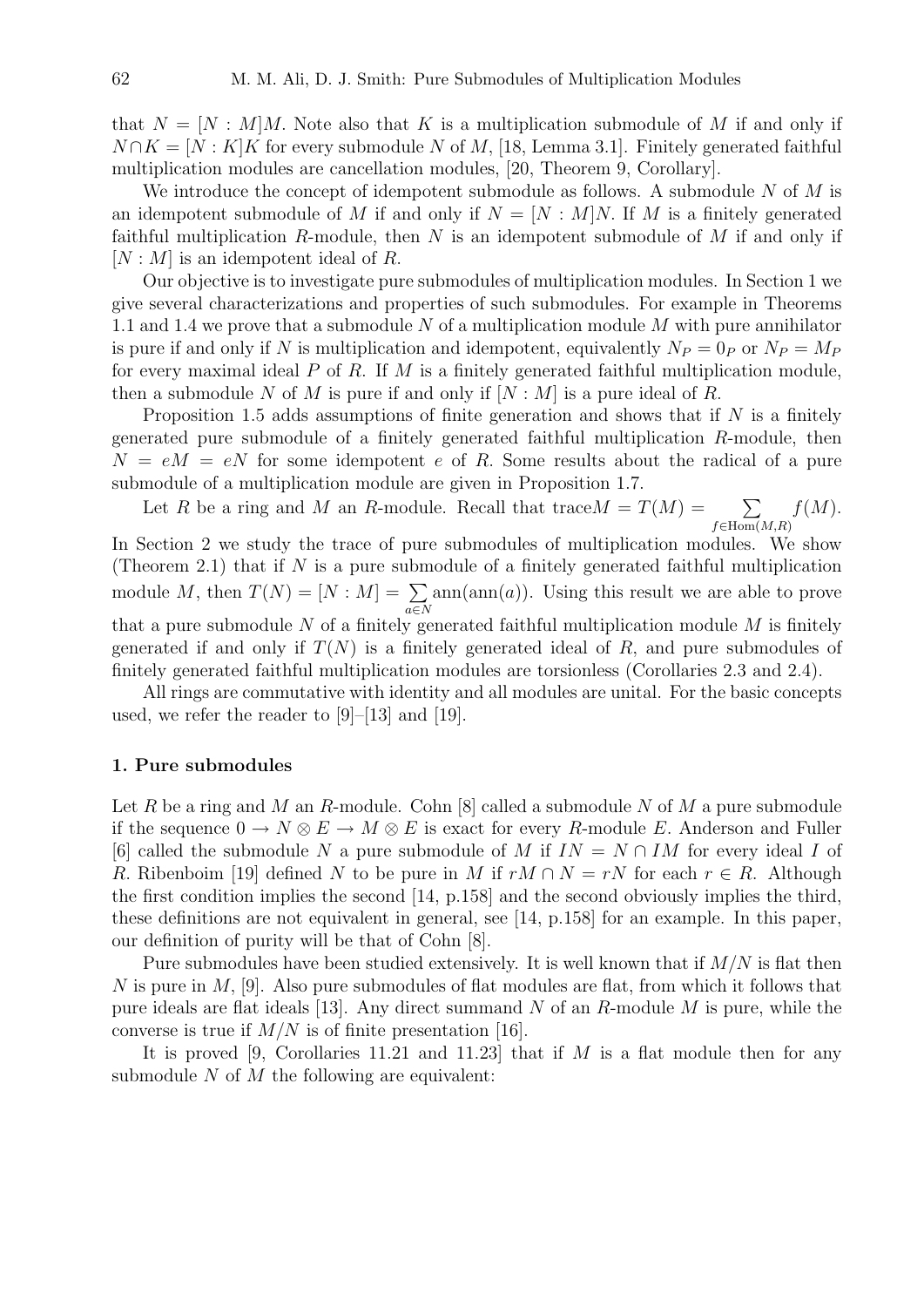that $N = [N : M]M$. Note also that $K$ is a multiplication submodule of $M$ if and only if $N \cap K = [N : K]K$ for every submodule $N$ of $M$, [18, Lemma 3.1]. Finitely generated faithful multiplication modules are cancellation modules, [20, Theorem 9, Corollary].

We introduce the concept of idempotent submodule as follows. A submodule $N$ of $M$ is an idempotent submodule of $M$ if and only if $N = [N : M]N$. If $M$ is a finitely generated faithful multiplication $R$-module, then $N$ is an idempotent submodule of $M$ if and only if $[N : M]$ is an idempotent ideal of $R$.

Our objective is to investigate pure submodules of multiplication modules. In Section 1 we give several characterizations and properties of such submodules. For example in Theorems 1.1 and 1.4 we prove that a submodule $N$ of a multiplication module $M$ with pure annihilator is pure if and only if $N$ is multiplication and idempotent, equivalently $N_P = 0_P$ or $N_P = M_P$ for every maximal ideal $P$ of $R$. If $M$ is a finitely generated faithful multiplication module, then a submodule $N$ of $M$ is pure if and only if $[N : M]$ is a pure ideal of $R$.

Proposition 1.5 adds assumptions of finite generation and shows that if $N$ is a finitely generated pure submodule of a finitely generated faithful multiplication $R$-module, then $N = eM = eN$ for some idempotent $e$ of $R$. Some results about the radical of a pure submodule of a multiplication module are given in Proposition 1.7.

Let $R$ be a ring and $M$ an $R$-module. Recall that trace$M = T(M) = \sum_{f \in \mathrm{Hom}(M,R)} f(M)$. In Section 2 we study the trace of pure submodules of multiplication modules. We show (Theorem 2.1) that if $N$ is a pure submodule of a finitely generated faithful multiplication module $M$, then $T(N) = [N : M] = \sum_{a \in N} \mathrm{ann}(\mathrm{ann}(a))$. Using this result we are able to prove that a pure submodule $N$ of a finitely generated faithful multiplication module $M$ is finitely generated if and only if $T(N)$ is a finitely generated ideal of $R$, and pure submodules of finitely generated faithful multiplication modules are torsionless (Corollaries 2.3 and 2.4).

All rings are commutative with identity and all modules are unital. For the basic concepts used, we refer the reader to [9]–[13] and [19].

## 1. Pure submodules

Let $R$ be a ring and $M$ an $R$-module. Cohn [8] called a submodule $N$ of $M$ a pure submodule if the sequence $0 \to N \otimes E \to M \otimes E$ is exact for every $R$-module $E$. Anderson and Fuller [6] called the submodule $N$ a pure submodule of $M$ if $IN = N \cap IM$ for every ideal $I$ of $R$. Ribenboim [19] defined $N$ to be pure in $M$ if $rM \cap N = rN$ for each $r \in R$. Although the first condition implies the second [14, p.158] and the second obviously implies the third, these definitions are not equivalent in general, see [14, p.158] for an example. In this paper, our definition of purity will be that of Cohn [8].

Pure submodules have been studied extensively. It is well known that if $M/N$ is flat then $N$ is pure in $M$, [9]. Also pure submodules of flat modules are flat, from which it follows that pure ideals are flat ideals [13]. Any direct summand $N$ of an $R$-module $M$ is pure, while the converse is true if $M/N$ is of finite presentation [16].

It is proved [9, Corollaries 11.21 and 11.23] that if $M$ is a flat module then for any submodule $N$ of $M$ the following are equivalent: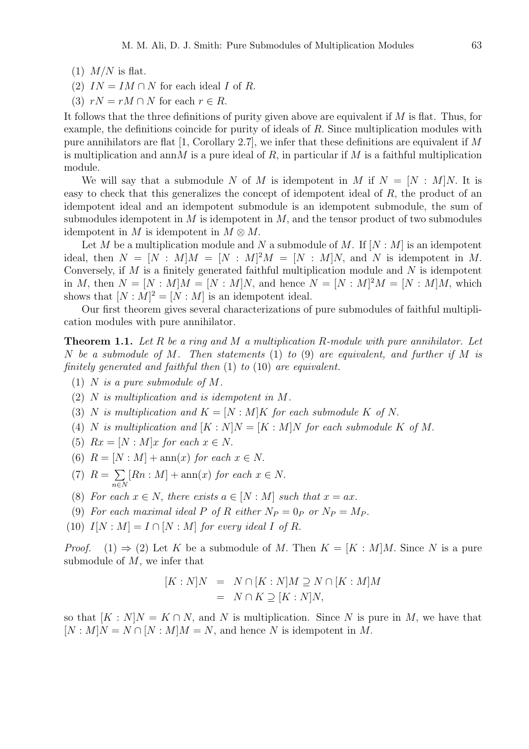(1) $M/N$ is flat.

(2) $IN = IM \cap N$ for each ideal $I$ of $R$.

(3) $rN = rM \cap N$ for each $r \in R$.

It follows that the three definitions of purity given above are equivalent if $M$ is flat. Thus, for example, the definitions coincide for purity of ideals of $R$. Since multiplication modules with pure annihilators are flat [1, Corollary 2.7], we infer that these definitions are equivalent if $M$ is multiplication and $\mathrm{ann}M$ is a pure ideal of $R$, in particular if $M$ is a faithful multiplication module.

We will say that a submodule $N$ of $M$ is idempotent in $M$ if $N = [N : M]N$. It is easy to check that this generalizes the concept of idempotent ideal of $R$, the product of an idempotent ideal and an idempotent submodule is an idempotent submodule, the sum of submodules idempotent in $M$ is idempotent in $M$, and the tensor product of two submodules idempotent in $M$ is idempotent in $M \otimes M$.

Let $M$ be a multiplication module and $N$ a submodule of $M$. If $[N : M]$ is an idempotent ideal, then $N = [N : M]M = [N : M]^2M = [N : M]N$, and $N$ is idempotent in $M$. Conversely, if $M$ is a finitely generated faithful multiplication module and $N$ is idempotent in $M$, then $N = [N : M]M = [N : M]N$, and hence $N = [N : M]^2M = [N : M]M$, which shows that $[N : M]^2 = [N : M]$ is an idempotent ideal.

Our first theorem gives several characterizations of pure submodules of faithful multiplication modules with pure annihilator.

**Theorem 1.1.** *Let $R$ be a ring and $M$ a multiplication $R$-module with pure annihilator. Let $N$ be a submodule of $M$. Then statements* (1) *to* (9) *are equivalent, and further if $M$ is finitely generated and faithful then* (1) *to* (10) *are equivalent.*

(1) *$N$ is a pure submodule of $M$.*

(2) *$N$ is multiplication and is idempotent in $M$.*

(3) *$N$ is multiplication and $K = [N : M]K$ for each submodule $K$ of $N$.*

(4) *$N$ is multiplication and $[K : N]N = [K : M]N$ for each submodule $K$ of $M$.*

(5) *$Rx = [N : M]x$ for each $x \in N$.*

(6) *$R = [N : M] + \mathrm{ann}(x)$ for each $x \in N$.*

(7) *$R = \sum_{n \in N} [Rn : M] + \mathrm{ann}(x)$ for each $x \in N$.*

(8) *For each $x \in N$, there exists $a \in [N : M]$ such that $x = ax$.*

(9) *For each maximal ideal $P$ of $R$ either $N_P = 0_P$ or $N_P = M_P$.*

(10) *$I[N : M] = I \cap [N : M]$ for every ideal $I$ of $R$.*

*Proof.* (1) $\Rightarrow$ (2) Let $K$ be a submodule of $M$. Then $K = [K : M]M$. Since $N$ is a pure submodule of $M$, we infer that

$$
\begin{aligned}
[K : N]N &= N \cap [K : N]M \supseteq N \cap [K : M]M \\
&= N \cap K \supseteq [K : N]N,
\end{aligned}
$$

so that $[K : N]N = K \cap N$, and $N$ is multiplication. Since $N$ is pure in $M$, we have that $[N : M]N = N \cap [N : M]M = N$, and hence $N$ is idempotent in $M$.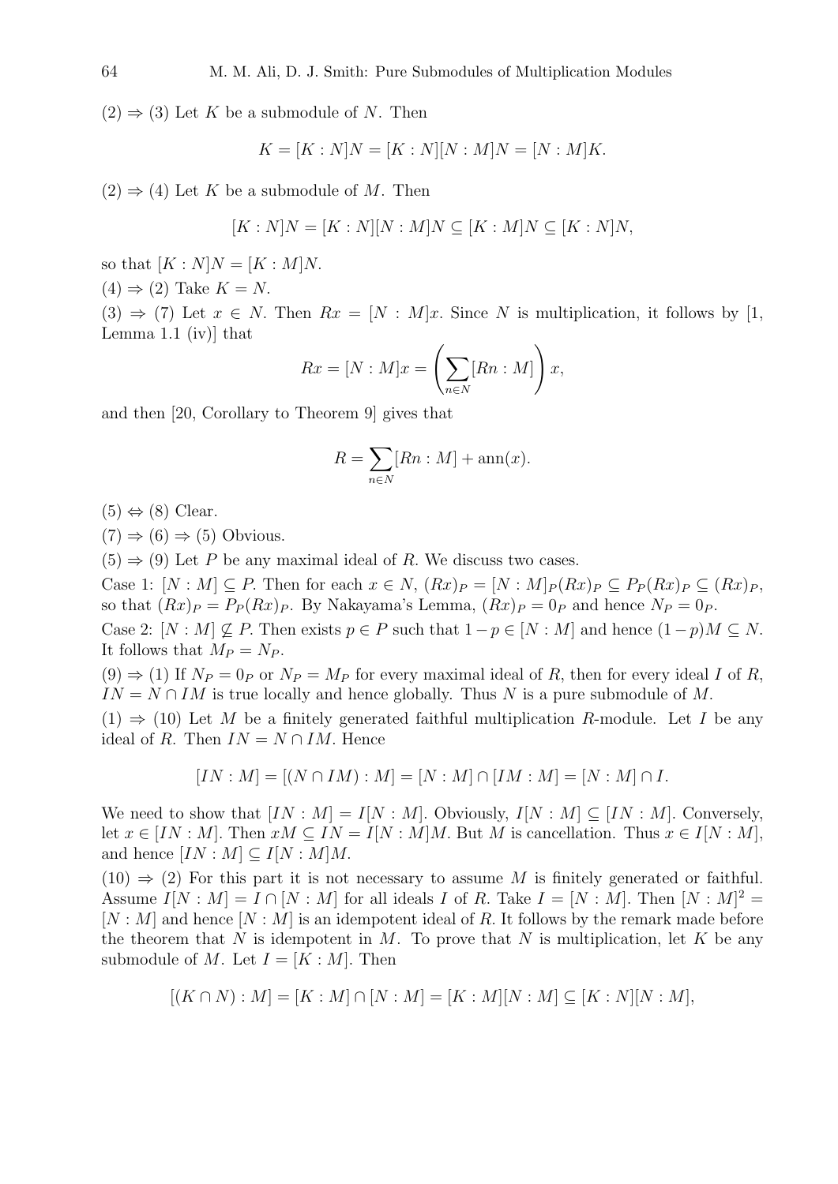(2) $\Rightarrow$ (3) Let $K$ be a submodule of $N$. Then

$$K = [K : N]N = [K : N][N : M]N = [N : M]K.$$

(2) $\Rightarrow$ (4) Let $K$ be a submodule of $M$. Then

$$[K : N]N = [K : N][N : M]N \subseteq [K : M]N \subseteq [K : N]N,$$

so that $[K : N]N = [K : M]N$.

(4) $\Rightarrow$ (2) Take $K = N$.

(3) $\Rightarrow$ (7) Let $x \in N$. Then $Rx = [N : M]x$. Since $N$ is multiplication, it follows by [1, Lemma 1.1 (iv)] that

$$Rx = [N : M]x = \left( \sum_{n \in N} [Rn : M] \right) x,$$

and then [20, Corollary to Theorem 9] gives that

$$R = \sum_{n \in N} [Rn : M] + \operatorname{ann}(x).$$

(5) $\Leftrightarrow$ (8) Clear.

(7) $\Rightarrow$ (6) $\Rightarrow$ (5) Obvious.

(5) $\Rightarrow$ (9) Let $P$ be any maximal ideal of $R$. We discuss two cases.

Case 1: $[N : M] \subseteq P$. Then for each $x \in N$, $(Rx)_P = [N : M]_P (Rx)_P \subseteq P_P (Rx)_P \subseteq (Rx)_P$, so that $(Rx)_P = P_P (Rx)_P$. By Nakayama's Lemma, $(Rx)_P = 0_P$ and hence $N_P = 0_P$.

Case 2: $[N : M] \not\subseteq P$. Then exists $p \in P$ such that $1 - p \in [N : M]$ and hence $(1 - p)M \subseteq N$. It follows that $M_P = N_P$.

(9) $\Rightarrow$ (1) If $N_P = 0_P$ or $N_P = M_P$ for every maximal ideal of $R$, then for every ideal $I$ of $R$, $IN = N \cap IM$ is true locally and hence globally. Thus $N$ is a pure submodule of $M$.

(1) $\Rightarrow$ (10) Let $M$ be a finitely generated faithful multiplication $R$-module. Let $I$ be any ideal of $R$. Then $IN = N \cap IM$. Hence

$$[IN : M] = [(N \cap IM) : M] = [N : M] \cap [IM : M] = [N : M] \cap I.$$

We need to show that $[IN : M] = I[N : M]$. Obviously, $I[N : M] \subseteq [IN : M]$. Conversely, let $x \in [IN : M]$. Then $xM \subseteq IN = I[N : M]M$. But $M$ is cancellation. Thus $x \in I[N : M]$, and hence $[IN : M] \subseteq I[N : M]M$.

(10) $\Rightarrow$ (2) For this part it is not necessary to assume $M$ is finitely generated or faithful. Assume $I[N : M] = I \cap [N : M]$ for all ideals $I$ of $R$. Take $I = [N : M]$. Then $[N : M]^2 = [N : M]$ and hence $[N : M]$ is an idempotent ideal of $R$. It follows by the remark made before the theorem that $N$ is idempotent in $M$. To prove that $N$ is multiplication, let $K$ be any submodule of $M$. Let $I = [K : M]$. Then

$$[(K \cap N) : M] = [K : M] \cap [N : M] = [K : M][N : M] \subseteq [K : N][N : M],$$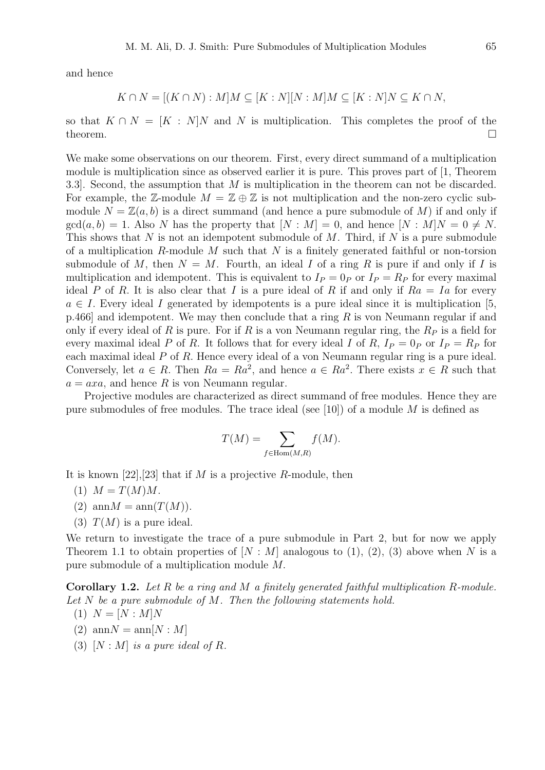and hence

$$K \cap N = [(K \cap N) : M]M \subseteq [K : N][N : M]M \subseteq [K : N]N \subseteq K \cap N,$$

so that $K \cap N = [K : N]N$ and $N$ is multiplication. This completes the proof of the theorem. $\square$

We make some observations on our theorem. First, every direct summand of a multiplication module is multiplication since as observed earlier it is pure. This proves part of [1, Theorem 3.3]. Second, the assumption that $M$ is multiplication in the theorem can not be discarded. For example, the $\mathbb{Z}$-module $M = \mathbb{Z} \oplus \mathbb{Z}$ is not multiplication and the non-zero cyclic submodule $N = \mathbb{Z}(a, b)$ is a direct summand (and hence a pure submodule of $M$) if and only if $\gcd(a, b) = 1$. Also $N$ has the property that $[N : M] = 0$, and hence $[N : M]N = 0 \neq N$. This shows that $N$ is not an idempotent submodule of $M$. Third, if $N$ is a pure submodule of a multiplication $R$-module $M$ such that $N$ is a finitely generated faithful or non-torsion submodule of $M$, then $N = M$. Fourth, an ideal $I$ of a ring $R$ is pure if and only if $I$ is multiplication and idempotent. This is equivalent to $I_P = 0_P$ or $I_P = R_P$ for every maximal ideal $P$ of $R$. It is also clear that $I$ is a pure ideal of $R$ if and only if $Ra = Ia$ for every $a \in I$. Every ideal $I$ generated by idempotents is a pure ideal since it is multiplication [5, p.466] and idempotent. We may then conclude that a ring $R$ is von Neumann regular if and only if every ideal of $R$ is pure. For if $R$ is a von Neumann regular ring, the $R_P$ is a field for every maximal ideal $P$ of $R$. It follows that for every ideal $I$ of $R$, $I_P = 0_P$ or $I_P = R_P$ for each maximal ideal $P$ of $R$. Hence every ideal of a von Neumann regular ring is a pure ideal. Conversely, let $a \in R$. Then $Ra = Ra^2$, and hence $a \in Ra^2$. There exists $x \in R$ such that $a = axa$, and hence $R$ is von Neumann regular.

Projective modules are characterized as direct summand of free modules. Hence they are pure submodules of free modules. The trace ideal (see [10]) of a module $M$ is defined as

$$T(M) = \sum_{f \in \mathrm{Hom}(M,R)} f(M).$$

It is known [22],[23] that if $M$ is a projective $R$-module, then

(1) $M = T(M)M$.

(2) $\mathrm{ann}M = \mathrm{ann}(T(M))$.

(3) $T(M)$ is a pure ideal.

We return to investigate the trace of a pure submodule in Part 2, but for now we apply Theorem 1.1 to obtain properties of $[N : M]$ analogous to (1), (2), (3) above when $N$ is a pure submodule of a multiplication module $M$.

**Corollary 1.2.** *Let $R$ be a ring and $M$ a finitely generated faithful multiplication $R$-module. Let $N$ be a pure submodule of $M$. Then the following statements hold.*

(1) $N = [N : M]N$

(2) $\mathrm{ann}N = \mathrm{ann}[N : M]$

(3) $[N : M]$ *is a pure ideal of $R$.*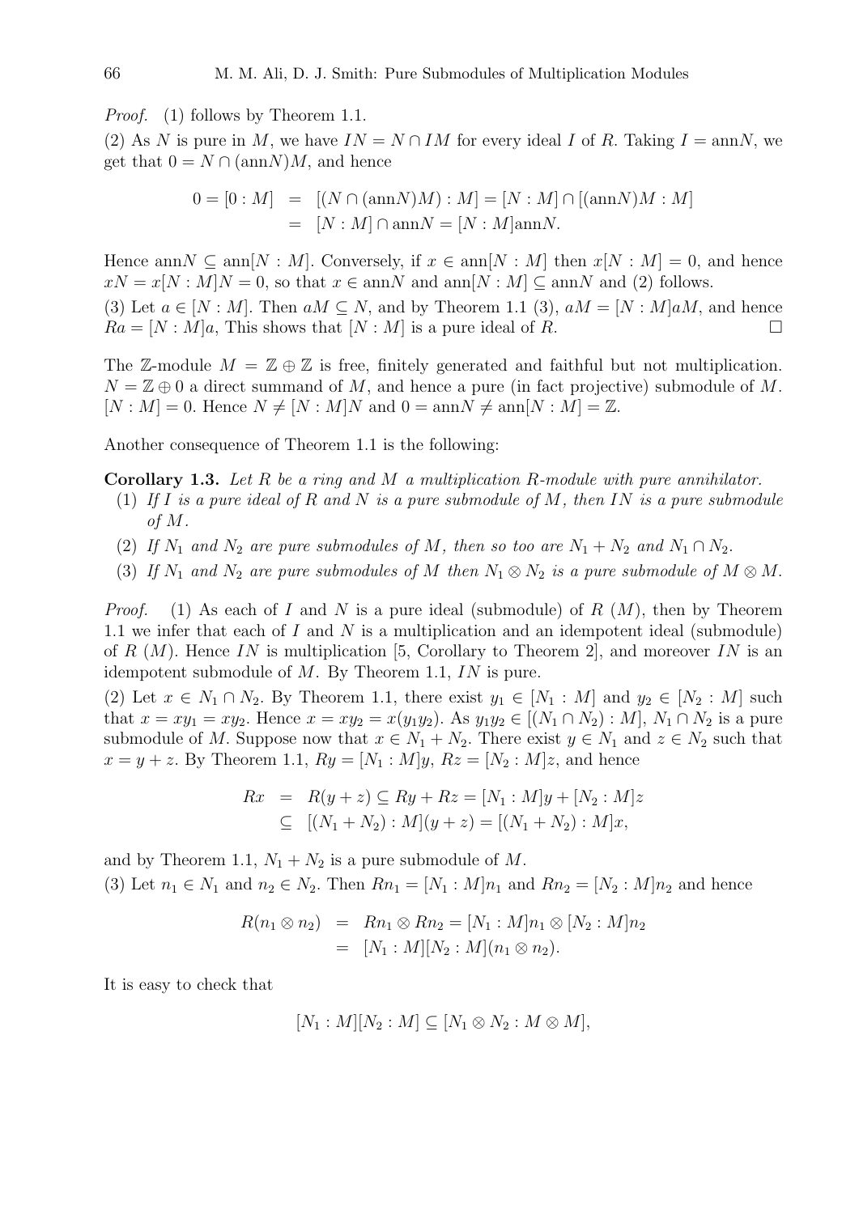*Proof.* (1) follows by Theorem 1.1.

(2) As $N$ is pure in $M$, we have $IN = N \cap IM$ for every ideal $I$ of $R$. Taking $I = \text{ann}N$, we get that $0 = N \cap (\text{ann}N)M$, and hence

$$\begin{aligned} 0 = [0 : M] &= [(N \cap (\text{ann}N)M) : M] = [N : M] \cap [(\text{ann}N)M : M] \\ &= [N : M] \cap \text{ann}N = [N : M]\text{ann}N. \end{aligned}$$

Hence $\text{ann}N \subseteq \text{ann}[N : M]$. Conversely, if $x \in \text{ann}[N : M]$ then $x[N : M] = 0$, and hence $xN = x[N : M]N = 0$, so that $x \in \text{ann}N$ and $\text{ann}[N : M] \subseteq \text{ann}N$ and (2) follows.

(3) Let $a \in [N : M]$. Then $aM \subseteq N$, and by Theorem 1.1 (3), $aM = [N : M]aM$, and hence $Ra = [N : M]a$, This shows that $[N : M]$ is a pure ideal of $R$. □

The $\mathbb{Z}$-module $M = \mathbb{Z} \oplus \mathbb{Z}$ is free, finitely generated and faithful but not multiplication. $N = \mathbb{Z} \oplus 0$ a direct summand of $M$, and hence a pure (in fact projective) submodule of $M$. $[N : M] = 0$. Hence $N \neq [N : M]N$ and $0 = \text{ann}N \neq \text{ann}[N : M] = \mathbb{Z}$.

Another consequence of Theorem 1.1 is the following:

**Corollary 1.3.** *Let $R$ be a ring and $M$ a multiplication $R$-module with pure annihilator.*

1. *If $I$ is a pure ideal of $R$ and $N$ is a pure submodule of $M$, then $IN$ is a pure submodule of $M$.*
2. *If $N_1$ and $N_2$ are pure submodules of $M$, then so too are $N_1 + N_2$ and $N_1 \cap N_2$.*
3. *If $N_1$ and $N_2$ are pure submodules of $M$ then $N_1 \otimes N_2$ is a pure submodule of $M \otimes M$.*

*Proof.* (1) As each of $I$ and $N$ is a pure ideal (submodule) of $R$ $(M)$, then by Theorem 1.1 we infer that each of $I$ and $N$ is a multiplication and an idempotent ideal (submodule) of $R$ $(M)$. Hence $IN$ is multiplication [5, Corollary to Theorem 2], and moreover $IN$ is an idempotent submodule of $M$. By Theorem 1.1, $IN$ is pure.

(2) Let $x \in N_1 \cap N_2$. By Theorem 1.1, there exist $y_1 \in [N_1 : M]$ and $y_2 \in [N_2 : M]$ such that $x = xy_1 = xy_2$. Hence $x = xy_2 = x(y_1y_2)$. As $y_1y_2 \in [(N_1 \cap N_2) : M]$, $N_1 \cap N_2$ is a pure submodule of $M$. Suppose now that $x \in N_1 + N_2$. There exist $y \in N_1$ and $z \in N_2$ such that $x = y + z$. By Theorem 1.1, $Ry = [N_1 : M]y$, $Rz = [N_2 : M]z$, and hence

$$\begin{aligned} Rx &= R(y + z) \subseteq Ry + Rz = [N_1 : M]y + [N_2 : M]z \\ &\subseteq [(N_1 + N_2) : M](y + z) = [(N_1 + N_2) : M]x, \end{aligned}$$

and by Theorem 1.1, $N_1 + N_2$ is a pure submodule of $M$.

(3) Let $n_1 \in N_1$ and $n_2 \in N_2$. Then $Rn_1 = [N_1 : M]n_1$ and $Rn_2 = [N_2 : M]n_2$ and hence

$$\begin{aligned} R(n_1 \otimes n_2) &= Rn_1 \otimes Rn_2 = [N_1 : M]n_1 \otimes [N_2 : M]n_2 \\ &= [N_1 : M][N_2 : M](n_1 \otimes n_2). \end{aligned}$$

It is easy to check that

$$[N_1 : M][N_2 : M] \subseteq [N_1 \otimes N_2 : M \otimes M],$$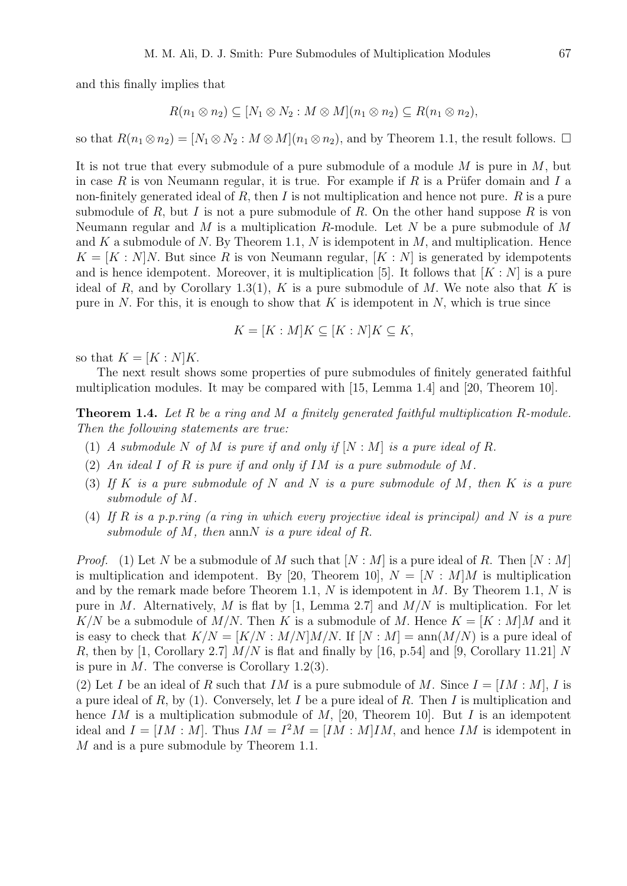and this finally implies that

$$R(n_1 \otimes n_2) \subseteq [N_1 \otimes N_2 : M \otimes M](n_1 \otimes n_2) \subseteq R(n_1 \otimes n_2),$$

so that $R(n_1 \otimes n_2) = [N_1 \otimes N_2 : M \otimes M](n_1 \otimes n_2)$, and by Theorem 1.1, the result follows. □

It is not true that every submodule of a pure submodule of a module $M$ is pure in $M$, but in case $R$ is von Neumann regular, it is true. For example if $R$ is a Prüfer domain and $I$ a non-finitely generated ideal of $R$, then $I$ is not multiplication and hence not pure. $R$ is a pure submodule of $R$, but $I$ is not a pure submodule of $R$. On the other hand suppose $R$ is von Neumann regular and $M$ is a multiplication $R$-module. Let $N$ be a pure submodule of $M$ and $K$ a submodule of $N$. By Theorem 1.1, $N$ is idempotent in $M$, and multiplication. Hence $K = [K : N]N$. But since $R$ is von Neumann regular, $[K : N]$ is generated by idempotents and is hence idempotent. Moreover, it is multiplication [5]. It follows that $[K : N]$ is a pure ideal of $R$, and by Corollary 1.3(1), $K$ is a pure submodule of $M$. We note also that $K$ is pure in $N$. For this, it is enough to show that $K$ is idempotent in $N$, which is true since

$$K = [K : M]K \subseteq [K : N]K \subseteq K,$$

so that $K = [K : N]K$.

The next result shows some properties of pure submodules of finitely generated faithful multiplication modules. It may be compared with [15, Lemma 1.4] and [20, Theorem 10].

**Theorem 1.4.** *Let $R$ be a ring and $M$ a finitely generated faithful multiplication $R$-module. Then the following statements are true:*

1. *A submodule $N$ of $M$ is pure if and only if $[N : M]$ is a pure ideal of $R$.*
2. *An ideal $I$ of $R$ is pure if and only if $IM$ is a pure submodule of $M$.*
3. *If $K$ is a pure submodule of $N$ and $N$ is a pure submodule of $M$, then $K$ is a pure submodule of $M$.*
4. *If $R$ is a p.p.ring (a ring in which every projective ideal is principal) and $N$ is a pure submodule of $M$, then* ann$N$ *is a pure ideal of $R$.*

*Proof.* (1) Let $N$ be a submodule of $M$ such that $[N : M]$ is a pure ideal of $R$. Then $[N : M]$ is multiplication and idempotent. By [20, Theorem 10], $N = [N : M]M$ is multiplication and by the remark made before Theorem 1.1, $N$ is idempotent in $M$. By Theorem 1.1, $N$ is pure in $M$. Alternatively, $M$ is flat by [1, Lemma 2.7] and $M/N$ is multiplication. For let $K/N$ be a submodule of $M/N$. Then $K$ is a submodule of $M$. Hence $K = [K : M]M$ and it is easy to check that $K/N = [K/N : M/N]M/N$. If $[N : M] = \text{ann}(M/N)$ is a pure ideal of $R$, then by [1, Corollary 2.7] $M/N$ is flat and finally by [16, p.54] and [9, Corollary 11.21] $N$ is pure in $M$. The converse is Corollary 1.2(3).

(2) Let $I$ be an ideal of $R$ such that $IM$ is a pure submodule of $M$. Since $I = [IM : M]$, $I$ is a pure ideal of $R$, by (1). Conversely, let $I$ be a pure ideal of $R$. Then $I$ is multiplication and hence $IM$ is a multiplication submodule of $M$, [20, Theorem 10]. But $I$ is an idempotent ideal and $I = [IM : M]$. Thus $IM = I^2M = [IM : M]IM$, and hence $IM$ is idempotent in $M$ and is a pure submodule by Theorem 1.1.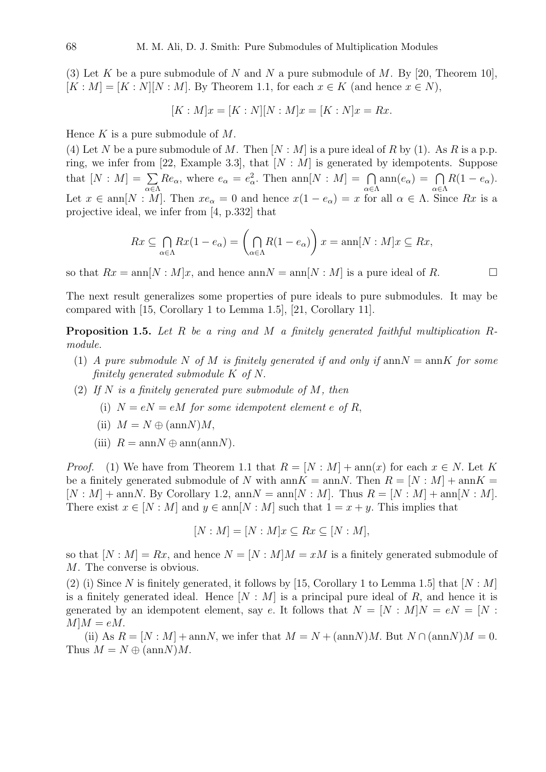(3) Let $K$ be a pure submodule of $N$ and $N$ a pure submodule of $M$. By [20, Theorem 10], $[K : M] = [K : N][N : M]$. By Theorem 1.1, for each $x \in K$ (and hence $x \in N$),

$$[K : M]x = [K : N][N : M]x = [K : N]x = Rx.$$

Hence $K$ is a pure submodule of $M$.

(4) Let $N$ be a pure submodule of $M$. Then $[N : M]$ is a pure ideal of $R$ by (1). As $R$ is a p.p. ring, we infer from [22, Example 3.3], that $[N : M]$ is generated by idempotents. Suppose that $[N : M] = \sum_{\alpha\in\Lambda} Re_\alpha$, where $e_\alpha = e_\alpha^2$. Then $\mathrm{ann}[N : M] = \bigcap_{\alpha\in\Lambda} \mathrm{ann}(e_\alpha) = \bigcap_{\alpha\in\Lambda} R(1 - e_\alpha)$. Let $x \in \mathrm{ann}[N : M]$. Then $xe_\alpha = 0$ and hence $x(1 - e_\alpha) = x$ for all $\alpha \in \Lambda$. Since $Rx$ is a projective ideal, we infer from [4, p.332] that

$$Rx \subseteq \bigcap_{\alpha\in\Lambda} Rx(1 - e_\alpha) = \left(\bigcap_{\alpha\in\Lambda} R(1 - e_\alpha)\right)x = \mathrm{ann}[N : M]x \subseteq Rx,$$

so that $Rx = \mathrm{ann}[N : M]x$, and hence $\mathrm{ann}N = \mathrm{ann}[N : M]$ is a pure ideal of $R$. □

The next result generalizes some properties of pure ideals to pure submodules. It may be compared with [15, Corollary 1 to Lemma 1.5], [21, Corollary 11].

**Proposition 1.5.** *Let $R$ be a ring and $M$ a finitely generated faithful multiplication $R$-module.*

1. *A pure submodule $N$ of $M$ is finitely generated if and only if $\mathrm{ann}N = \mathrm{ann}K$ for some finitely generated submodule $K$ of $N$.*
2. *If $N$ is a finitely generated pure submodule of $M$, then*
   - (i) *$N = eN = eM$ for some idempotent element $e$ of $R$,*
   - (ii) *$M = N \oplus (\mathrm{ann}N)M$,*
   - (iii) *$R = \mathrm{ann}N \oplus \mathrm{ann}(\mathrm{ann}N)$.*

*Proof.* (1) We have from Theorem 1.1 that $R = [N : M] + \mathrm{ann}(x)$ for each $x \in N$. Let $K$ be a finitely generated submodule of $N$ with $\mathrm{ann}K = \mathrm{ann}N$. Then $R = [N : M] + \mathrm{ann}K = [N : M] + \mathrm{ann}N$. By Corollary 1.2, $\mathrm{ann}N = \mathrm{ann}[N : M]$. Thus $R = [N : M] + \mathrm{ann}[N : M]$. There exist $x \in [N : M]$ and $y \in \mathrm{ann}[N : M]$ such that $1 = x + y$. This implies that

$$[N : M] = [N : M]x \subseteq Rx \subseteq [N : M],$$

so that $[N : M] = Rx$, and hence $N = [N : M]M = xM$ is a finitely generated submodule of $M$. The converse is obvious.

(2) (i) Since $N$ is finitely generated, it follows by [15, Corollary 1 to Lemma 1.5] that $[N : M]$ is a finitely generated ideal. Hence $[N : M]$ is a principal pure ideal of $R$, and hence it is generated by an idempotent element, say $e$. It follows that $N = [N : M]N = eN = [N : M]M = eM$.

(ii) As $R = [N : M] + \mathrm{ann}N$, we infer that $M = N + (\mathrm{ann}N)M$. But $N \cap (\mathrm{ann}N)M = 0$. Thus $M = N \oplus (\mathrm{ann}N)M$.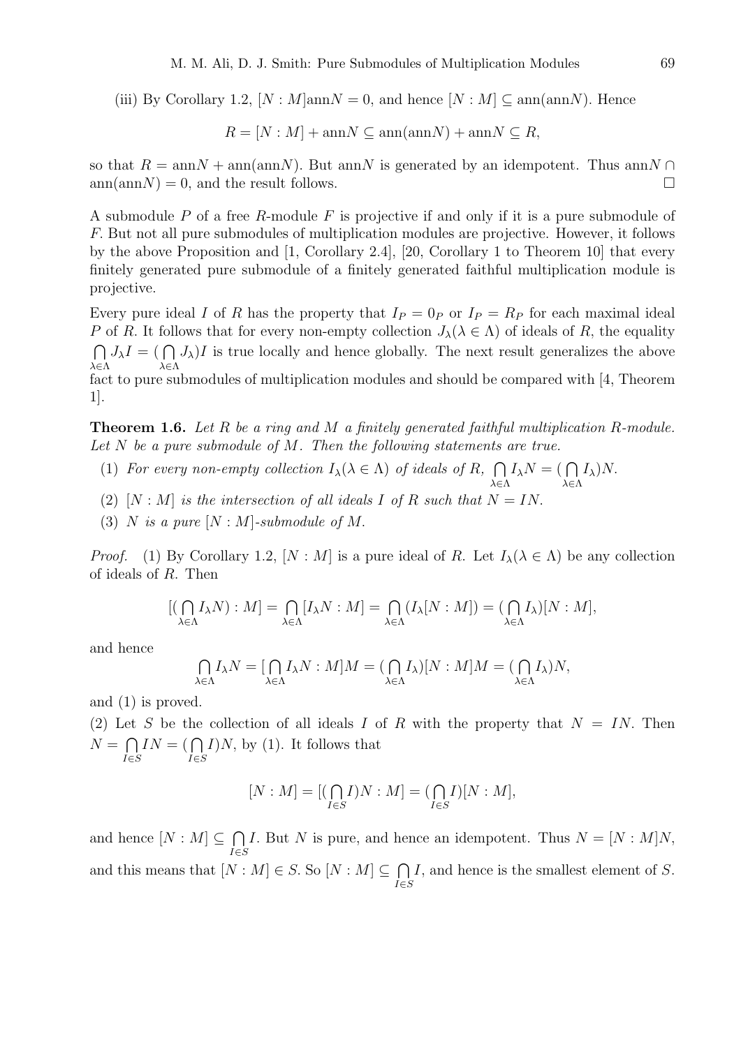(iii) By Corollary 1.2, $[N : M]\text{ann}N = 0$, and hence $[N : M] \subseteq \text{ann}(\text{ann}N)$. Hence

$$R = [N : M] + \text{ann}N \subseteq \text{ann}(\text{ann}N) + \text{ann}N \subseteq R,$$

so that $R = \text{ann}N + \text{ann}(\text{ann}N)$. But $\text{ann}N$ is generated by an idempotent. Thus $\text{ann}N \cap \text{ann}(\text{ann}N) = 0$, and the result follows. □

A submodule $P$ of a free $R$-module $F$ is projective if and only if it is a pure submodule of $F$. But not all pure submodules of multiplication modules are projective. However, it follows by the above Proposition and [1, Corollary 2.4], [20, Corollary 1 to Theorem 10] that every finitely generated pure submodule of a finitely generated faithful multiplication module is projective.

Every pure ideal $I$ of $R$ has the property that $I_P = 0_P$ or $I_P = R_P$ for each maximal ideal $P$ of $R$. It follows that for every non-empty collection $J_\lambda (\lambda \in \Lambda)$ of ideals of $R$, the equality $\bigcap_{\lambda\in\Lambda} J_\lambda I = (\bigcap_{\lambda\in\Lambda} J_\lambda)I$ is true locally and hence globally. The next result generalizes the above fact to pure submodules of multiplication modules and should be compared with [4, Theorem 1].

**Theorem 1.6.** *Let $R$ be a ring and $M$ a finitely generated faithful multiplication $R$-module. Let $N$ be a pure submodule of $M$. Then the following statements are true.*

1. *For every non-empty collection $I_\lambda (\lambda \in \Lambda)$ of ideals of $R$, $\bigcap_{\lambda\in\Lambda} I_\lambda N = (\bigcap_{\lambda\in\Lambda} I_\lambda)N$.*
2. *$[N : M]$ is the intersection of all ideals $I$ of $R$ such that $N = IN$.*
3. *$N$ is a pure $[N : M]$-submodule of $M$.*

*Proof.* (1) By Corollary 1.2, $[N : M]$ is a pure ideal of $R$. Let $I_\lambda (\lambda \in \Lambda)$ be any collection of ideals of $R$. Then

$$[(\bigcap_{\lambda\in\Lambda} I_\lambda N) : M] = \bigcap_{\lambda\in\Lambda} [I_\lambda N : M] = \bigcap_{\lambda\in\Lambda} (I_\lambda [N : M]) = (\bigcap_{\lambda\in\Lambda} I_\lambda)[N : M],$$

and hence

$$\bigcap_{\lambda\in\Lambda} I_\lambda N = [\bigcap_{\lambda\in\Lambda} I_\lambda N : M]M = (\bigcap_{\lambda\in\Lambda} I_\lambda)[N : M]M = (\bigcap_{\lambda\in\Lambda} I_\lambda)N,$$

and (1) is proved.

(2) Let $S$ be the collection of all ideals $I$ of $R$ with the property that $N = IN$. Then $N = \bigcap_{I\in S} IN = (\bigcap_{I\in S} I)N$, by (1). It follows that

$$[N : M] = [(\bigcap_{I\in S} I)N : M] = (\bigcap_{I\in S} I)[N : M],$$

and hence $[N : M] \subseteq \bigcap_{I\in S} I$. But $N$ is pure, and hence an idempotent. Thus $N = [N : M]N$, and this means that $[N : M] \in S$. So $[N : M] \subseteq \bigcap_{I\in S} I$, and hence is the smallest element of $S$.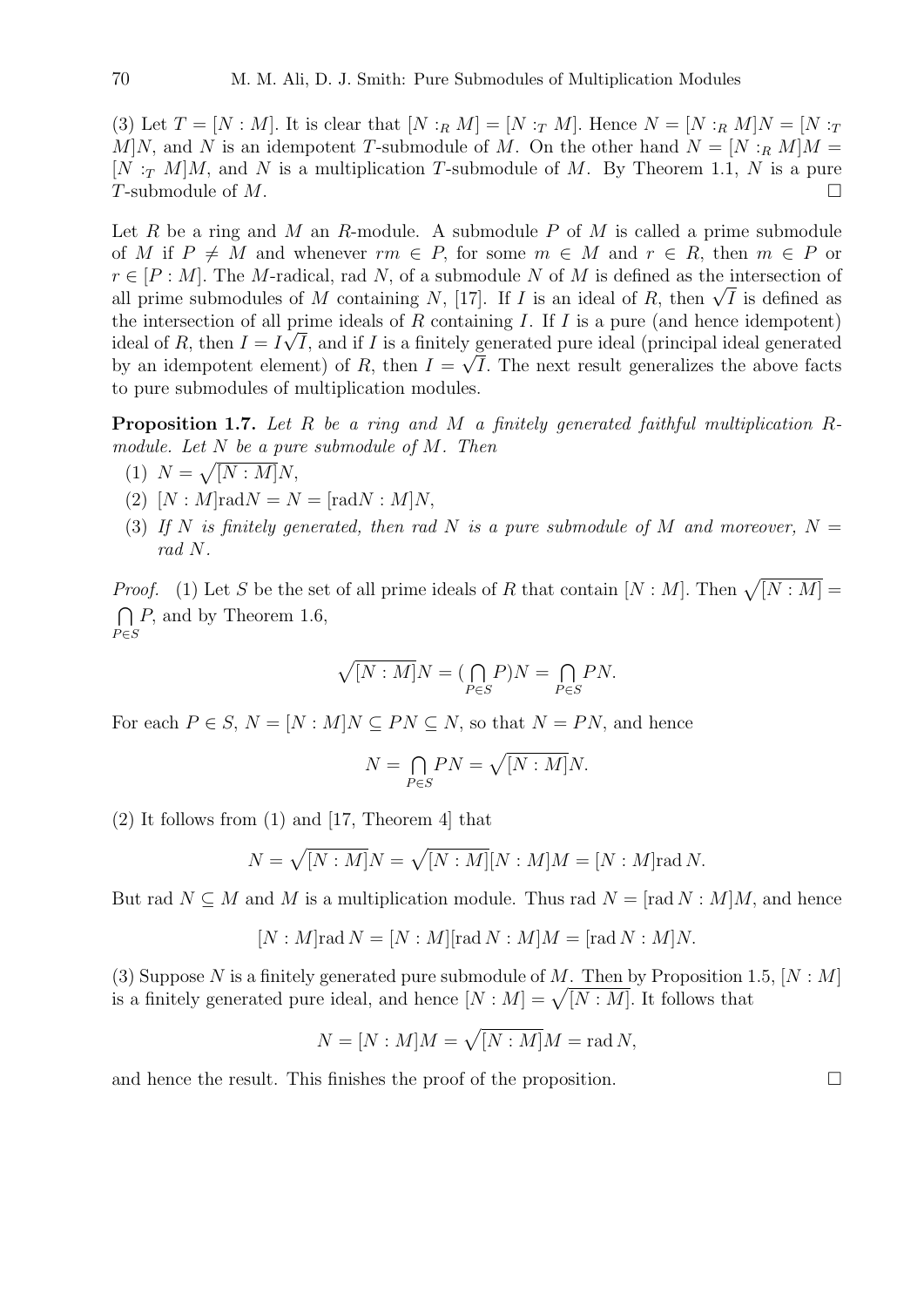(3) Let $T = [N : M]$. It is clear that $[N :_R M] = [N :_T M]$. Hence $N = [N :_R M]N = [N :_T M]N$, and $N$ is an idempotent $T$-submodule of $M$. On the other hand $N = [N :_R M]M = [N :_T M]M$, and $N$ is a multiplication $T$-submodule of $M$. By Theorem 1.1, $N$ is a pure $T$-submodule of $M$. $\square$

Let $R$ be a ring and $M$ an $R$-module. A submodule $P$ of $M$ is called a prime submodule of $M$ if $P \neq M$ and whenever $rm \in P$, for some $m \in M$ and $r \in R$, then $m \in P$ or $r \in [P : M]$. The $M$-radical, rad $N$, of a submodule $N$ of $M$ is defined as the intersection of all prime submodules of $M$ containing $N$, [17]. If $I$ is an ideal of $R$, then $\sqrt{I}$ is defined as the intersection of all prime ideals of $R$ containing $I$. If $I$ is a pure (and hence idempotent) ideal of $R$, then $I = I\sqrt{I}$, and if $I$ is a finitely generated pure ideal (principal ideal generated by an idempotent element) of $R$, then $I = \sqrt{I}$. The next result generalizes the above facts to pure submodules of multiplication modules.

**Proposition 1.7.** *Let $R$ be a ring and $M$ a finitely generated faithful multiplication $R$-module. Let $N$ be a pure submodule of $M$. Then*

1. $N = \sqrt{[N : M]}N$,
2. $[N : M]\mathrm{rad}N = N = [\mathrm{rad}N : M]N$,
3. *If $N$ is finitely generated, then rad $N$ is a pure submodule of $M$ and moreover, $N =$ rad $N$.*

*Proof.* (1) Let $S$ be the set of all prime ideals of $R$ that contain $[N : M]$. Then $\sqrt{[N : M]} = \bigcap_{P \in S} P$, and by Theorem 1.6,

$$\sqrt{[N : M]}N = (\bigcap_{P \in S} P)N = \bigcap_{P \in S} PN.$$

For each $P \in S$, $N = [N : M]N \subseteq PN \subseteq N$, so that $N = PN$, and hence

$$N = \bigcap_{P \in S} PN = \sqrt{[N : M]}N.$$

(2) It follows from (1) and [17, Theorem 4] that

$$N = \sqrt{[N : M]}N = \sqrt{[N : M]}[N : M]M = [N : M]\mathrm{rad}\, N.$$

But rad $N \subseteq M$ and $M$ is a multiplication module. Thus rad $N = [\mathrm{rad}\, N : M]M$, and hence

$$[N : M]\mathrm{rad}\, N = [N : M][\mathrm{rad}\, N : M]M = [\mathrm{rad}\, N : M]N.$$

(3) Suppose $N$ is a finitely generated pure submodule of $M$. Then by Proposition 1.5, $[N : M]$ is a finitely generated pure ideal, and hence $[N : M] = \sqrt{[N : M]}$. It follows that

$$N = [N : M]M = \sqrt{[N : M]}M = \mathrm{rad}\, N,$$

and hence the result. This finishes the proof of the proposition. $\square$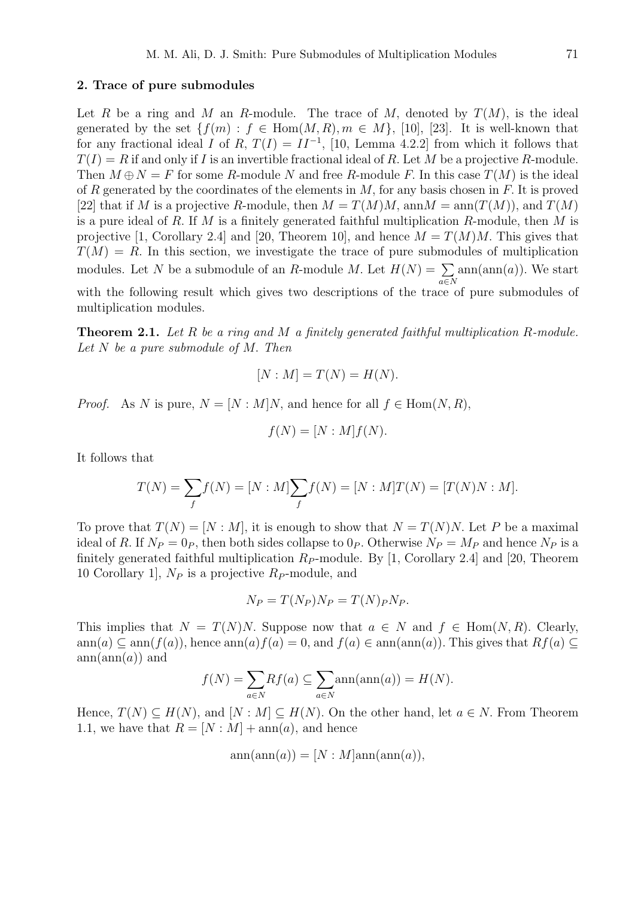## 2. Trace of pure submodules

Let $R$ be a ring and $M$ an $R$-module. The trace of $M$, denoted by $T(M)$, is the ideal generated by the set $\{f(m) : f \in \text{Hom}(M, R), m \in M\}$, [10], [23]. It is well-known that for any fractional ideal $I$ of $R$, $T(I) = II^{-1}$, [10, Lemma 4.2.2] from which it follows that $T(I) = R$ if and only if $I$ is an invertible fractional ideal of $R$. Let $M$ be a projective $R$-module. Then $M \oplus N = F$ for some $R$-module $N$ and free $R$-module $F$. In this case $T(M)$ is the ideal of $R$ generated by the coordinates of the elements in $M$, for any basis chosen in $F$. It is proved [22] that if $M$ is a projective $R$-module, then $M = T(M)M$, $\text{ann}M = \text{ann}(T(M))$, and $T(M)$ is a pure ideal of $R$. If $M$ is a finitely generated faithful multiplication $R$-module, then $M$ is projective [1, Corollary 2.4] and [20, Theorem 10], and hence $M = T(M)M$. This gives that $T(M) = R$. In this section, we investigate the trace of pure submodules of multiplication modules. Let $N$ be a submodule of an $R$-module $M$. Let $H(N) = \sum_{a \in N} \text{ann}(\text{ann}(a))$. We start with the following result which gives two descriptions of the trace of pure submodules of multiplication modules.

**Theorem 2.1.** *Let $R$ be a ring and $M$ a finitely generated faithful multiplication $R$-module. Let $N$ be a pure submodule of $M$. Then*

$$[N : M] = T(N) = H(N).$$

*Proof.* As $N$ is pure, $N = [N : M]N$, and hence for all $f \in \text{Hom}(N, R)$,

$$f(N) = [N : M]f(N).$$

It follows that

$$T(N) = \sum_f f(N) = [N : M]\sum_f f(N) = [N : M]T(N) = [T(N)N : M].$$

To prove that $T(N) = [N : M]$, it is enough to show that $N = T(N)N$. Let $P$ be a maximal ideal of $R$. If $N_P = 0_P$, then both sides collapse to $0_P$. Otherwise $N_P = M_P$ and hence $N_P$ is a finitely generated faithful multiplication $R_P$-module. By [1, Corollary 2.4] and [20, Theorem 10 Corollary 1], $N_P$ is a projective $R_P$-module, and

$$N_P = T(N_P)N_P = T(N)_P N_P.$$

This implies that $N = T(N)N$. Suppose now that $a \in N$ and $f \in \text{Hom}(N, R)$. Clearly, $\text{ann}(a) \subseteq \text{ann}(f(a))$, hence $\text{ann}(a)f(a) = 0$, and $f(a) \in \text{ann}(\text{ann}(a))$. This gives that $Rf(a) \subseteq \text{ann}(\text{ann}(a))$ and

$$f(N) = \sum_{a \in N} Rf(a) \subseteq \sum_{a \in N} \text{ann}(\text{ann}(a)) = H(N).$$

Hence, $T(N) \subseteq H(N)$, and $[N : M] \subseteq H(N)$. On the other hand, let $a \in N$. From Theorem 1.1, we have that $R = [N : M] + \text{ann}(a)$, and hence

$$\text{ann}(\text{ann}(a)) = [N : M]\text{ann}(\text{ann}(a)),$$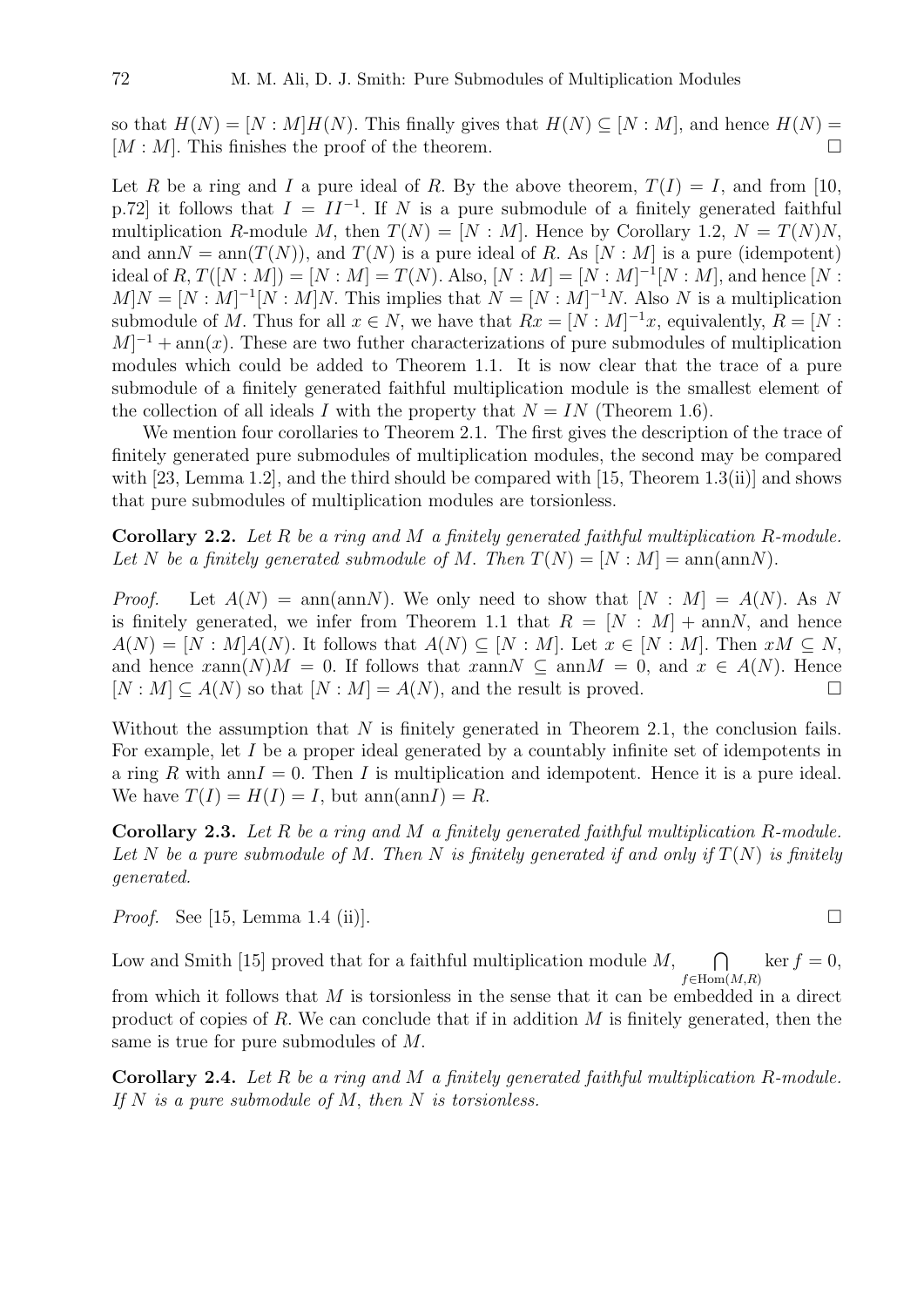so that $H(N) = [N : M]H(N)$. This finally gives that $H(N) \subseteq [N : M]$, and hence $H(N) = [M : M]$. This finishes the proof of the theorem. $\square$

Let $R$ be a ring and $I$ a pure ideal of $R$. By the above theorem, $T(I) = I$, and from [10, p.72] it follows that $I = II^{-1}$. If $N$ is a pure submodule of a finitely generated faithful multiplication $R$-module $M$, then $T(N) = [N : M]$. Hence by Corollary 1.2, $N = T(N)N$, and $\text{ann}N = \text{ann}(T(N))$, and $T(N)$ is a pure ideal of $R$. As $[N : M]$ is a pure (idempotent) ideal of $R$, $T([N : M]) = [N : M] = T(N)$. Also, $[N : M] = [N : M]^{-1}[N : M]$, and hence $[N : M]N = [N : M]^{-1}[N : M]N$. This implies that $N = [N : M]^{-1}N$. Also $N$ is a multiplication submodule of $M$. Thus for all $x \in N$, we have that $Rx = [N : M]^{-1}x$, equivalently, $R = [N : M]^{-1} + \text{ann}(x)$. These are two futher characterizations of pure submodules of multiplication modules which could be added to Theorem 1.1. It is now clear that the trace of a pure submodule of a finitely generated faithful multiplication module is the smallest element of the collection of all ideals $I$ with the property that $N = IN$ (Theorem 1.6).

We mention four corollaries to Theorem 2.1. The first gives the description of the trace of finitely generated pure submodules of multiplication modules, the second may be compared with [23, Lemma 1.2], and the third should be compared with [15, Theorem 1.3(ii)] and shows that pure submodules of multiplication modules are torsionless.

**Corollary 2.2.** *Let $R$ be a ring and $M$ a finitely generated faithful multiplication $R$-module. Let $N$ be a finitely generated submodule of $M$. Then $T(N) = [N : M] = \text{ann}(\text{ann}N)$.*

*Proof.* Let $A(N) = \text{ann}(\text{ann}N)$. We only need to show that $[N : M] = A(N)$. As $N$ is finitely generated, we infer from Theorem 1.1 that $R = [N : M] + \text{ann}N$, and hence $A(N) = [N : M]A(N)$. It follows that $A(N) \subseteq [N : M]$. Let $x \in [N : M]$. Then $xM \subseteq N$, and hence $x\text{ann}(N)M = 0$. If follows that $x\text{ann}N \subseteq \text{ann}M = 0$, and $x \in A(N)$. Hence $[N : M] \subseteq A(N)$ so that $[N : M] = A(N)$, and the result is proved. $\square$

Without the assumption that $N$ is finitely generated in Theorem 2.1, the conclusion fails. For example, let $I$ be a proper ideal generated by a countably infinite set of idempotents in a ring $R$ with $\text{ann}I = 0$. Then $I$ is multiplication and idempotent. Hence it is a pure ideal. We have $T(I) = H(I) = I$, but $\text{ann}(\text{ann}I) = R$.

**Corollary 2.3.** *Let $R$ be a ring and $M$ a finitely generated faithful multiplication $R$-module. Let $N$ be a pure submodule of $M$. Then $N$ is finitely generated if and only if $T(N)$ is finitely generated.*

*Proof.* See [15, Lemma 1.4 (ii)]. $\square$

Low and Smith [15] proved that for a faithful multiplication module $M$, $\bigcap_{f \in \text{Hom}(M,R)} \ker f = 0$, from which it follows that $M$ is torsionless in the sense that it can be embedded in a direct product of copies of $R$. We can conclude that if in addition $M$ is finitely generated, then the same is true for pure submodules of $M$.

**Corollary 2.4.** *Let $R$ be a ring and $M$ a finitely generated faithful multiplication $R$-module. If $N$ is a pure submodule of $M$, then $N$ is torsionless.*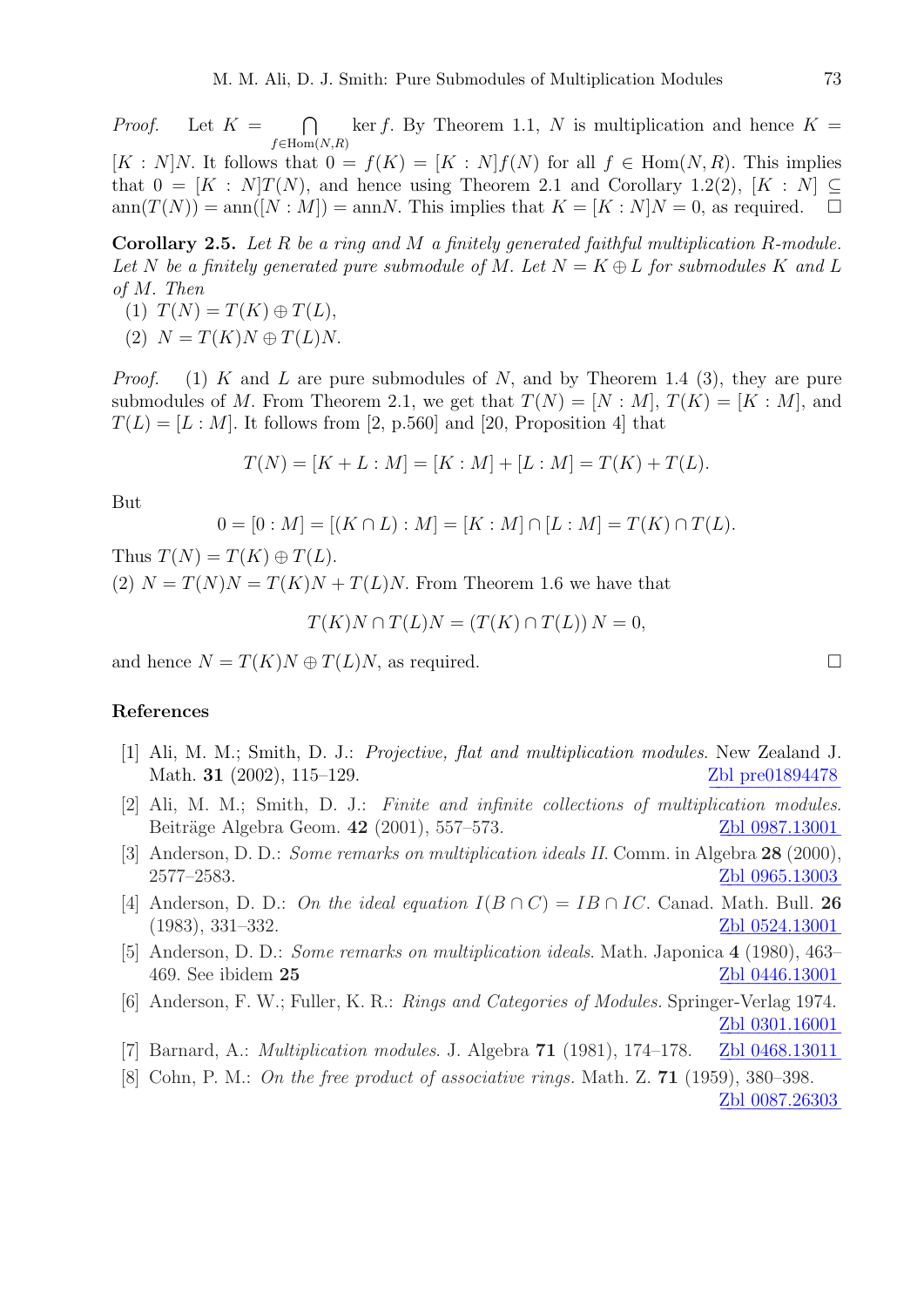*Proof.* Let $K = \bigcap_{f \in \mathrm{Hom}(N,R)} \ker f$. By Theorem 1.1, $N$ is multiplication and hence $K = [K : N]N$. It follows that $0 = f(K) = [K : N]f(N)$ for all $f \in \mathrm{Hom}(N, R)$. This implies that $0 = [K : N]T(N)$, and hence using Theorem 2.1 and Corollary 1.2(2), $[K : N] \subseteq \mathrm{ann}(T(N)) = \mathrm{ann}([N : M]) = \mathrm{ann}N$. This implies that $K = [K : N]N = 0$, as required. □

**Corollary 2.5.** *Let $R$ be a ring and $M$ a finitely generated faithful multiplication $R$-module. Let $N$ be a finitely generated pure submodule of $M$. Let $N = K \oplus L$ for submodules $K$ and $L$ of $M$. Then*

(1) $T(N) = T(K) \oplus T(L)$,

(2) $N = T(K)N \oplus T(L)N$.

*Proof.* (1) $K$ and $L$ are pure submodules of $N$, and by Theorem 1.4 (3), they are pure submodules of $M$. From Theorem 2.1, we get that $T(N) = [N : M]$, $T(K) = [K : M]$, and $T(L) = [L : M]$. It follows from [2, p.560] and [20, Proposition 4] that

$$T(N) = [K + L : M] = [K : M] + [L : M] = T(K) + T(L).$$

But

$$0 = [0 : M] = [(K \cap L) : M] = [K : M] \cap [L : M] = T(K) \cap T(L).$$

Thus $T(N) = T(K) \oplus T(L)$.

(2) $N = T(N)N = T(K)N + T(L)N$. From Theorem 1.6 we have that

$$T(K)N \cap T(L)N = (T(K) \cap T(L))\, N = 0,$$

and hence $N = T(K)N \oplus T(L)N$, as required. □

## References

[1] Ali, M. M.; Smith, D. J.: *Projective, flat and multiplication modules*. New Zealand J. Math. **31** (2002), 115–129. Zbl pre01894478

[2] Ali, M. M.; Smith, D. J.: *Finite and infinite collections of multiplication modules*. Beiträge Algebra Geom. **42** (2001), 557–573. Zbl 0987.13001

[3] Anderson, D. D.: *Some remarks on multiplication ideals II*. Comm. in Algebra **28** (2000), 2577–2583. Zbl 0965.13003

[4] Anderson, D. D.: *On the ideal equation $I(B \cap C) = IB \cap IC$*. Canad. Math. Bull. **26** (1983), 331–332. Zbl 0524.13001

[5] Anderson, D. D.: *Some remarks on multiplication ideals*. Math. Japonica **4** (1980), 463–469. See ibidem **25** Zbl 0446.13001

[6] Anderson, F. W.; Fuller, K. R.: *Rings and Categories of Modules.* Springer-Verlag 1974. Zbl 0301.16001

[7] Barnard, A.: *Multiplication modules*. J. Algebra **71** (1981), 174–178. Zbl 0468.13011

[8] Cohn, P. M.: *On the free product of associative rings.* Math. Z. **71** (1959), 380–398. Zbl 0087.26303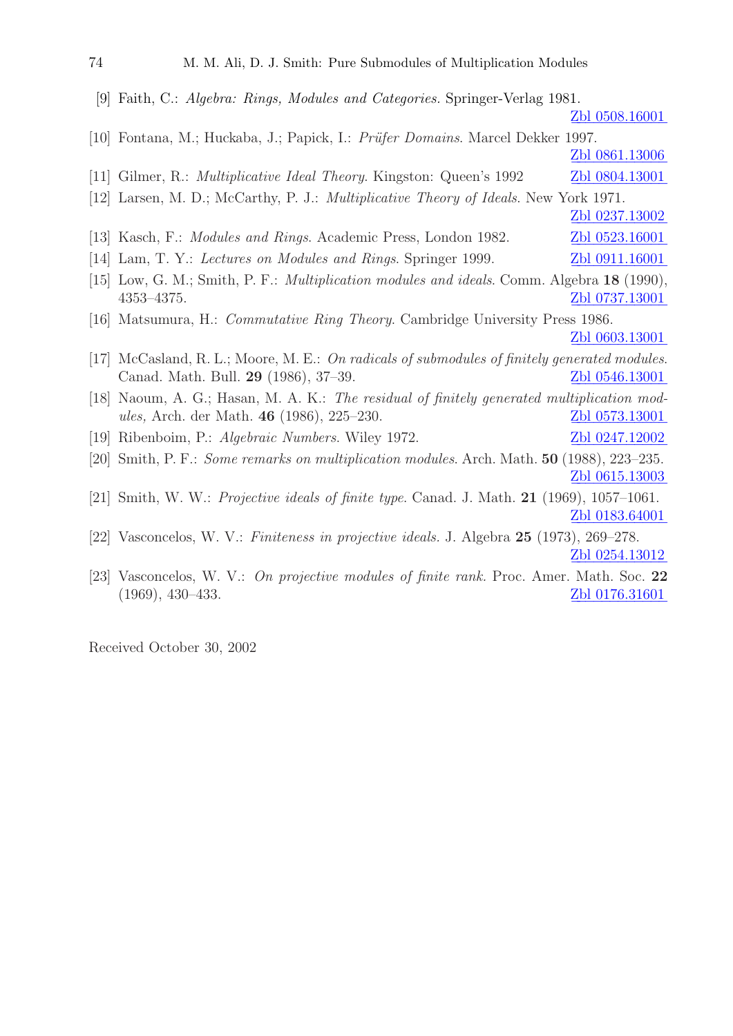[9] Faith, C.: *Algebra: Rings, Modules and Categories*. Springer-Verlag 1981. Zbl 0508.16001

[10] Fontana, M.; Huckaba, J.; Papick, I.: *Prüfer Domains*. Marcel Dekker 1997. Zbl 0861.13006

[11] Gilmer, R.: *Multiplicative Ideal Theory*. Kingston: Queen's 1992 Zbl 0804.13001

[12] Larsen, M. D.; McCarthy, P. J.: *Multiplicative Theory of Ideals*. New York 1971. Zbl 0237.13002

[13] Kasch, F.: *Modules and Rings*. Academic Press, London 1982. Zbl 0523.16001

[14] Lam, T. Y.: *Lectures on Modules and Rings*. Springer 1999. Zbl 0911.16001

[15] Low, G. M.; Smith, P. F.: *Multiplication modules and ideals*. Comm. Algebra **18** (1990), 4353–4375. Zbl 0737.13001

[16] Matsumura, H.: *Commutative Ring Theory*. Cambridge University Press 1986. Zbl 0603.13001

[17] McCasland, R. L.; Moore, M. E.: *On radicals of submodules of finitely generated modules*. Canad. Math. Bull. **29** (1986), 37–39. Zbl 0546.13001

[18] Naoum, A. G.; Hasan, M. A. K.: *The residual of finitely generated multiplication modules,* Arch. der Math. **46** (1986), 225–230. Zbl 0573.13001

[19] Ribenboim, P.: *Algebraic Numbers*. Wiley 1972. Zbl 0247.12002

[20] Smith, P. F.: *Some remarks on multiplication modules*. Arch. Math. **50** (1988), 223–235. Zbl 0615.13003

[21] Smith, W. W.: *Projective ideals of finite type*. Canad. J. Math. **21** (1969), 1057–1061. Zbl 0183.64001

[22] Vasconcelos, W. V.: *Finiteness in projective ideals*. J. Algebra **25** (1973), 269–278. Zbl 0254.13012

[23] Vasconcelos, W. V.: *On projective modules of finite rank*. Proc. Amer. Math. Soc. **22** (1969), 430–433. Zbl 0176.31601

Received October 30, 2002